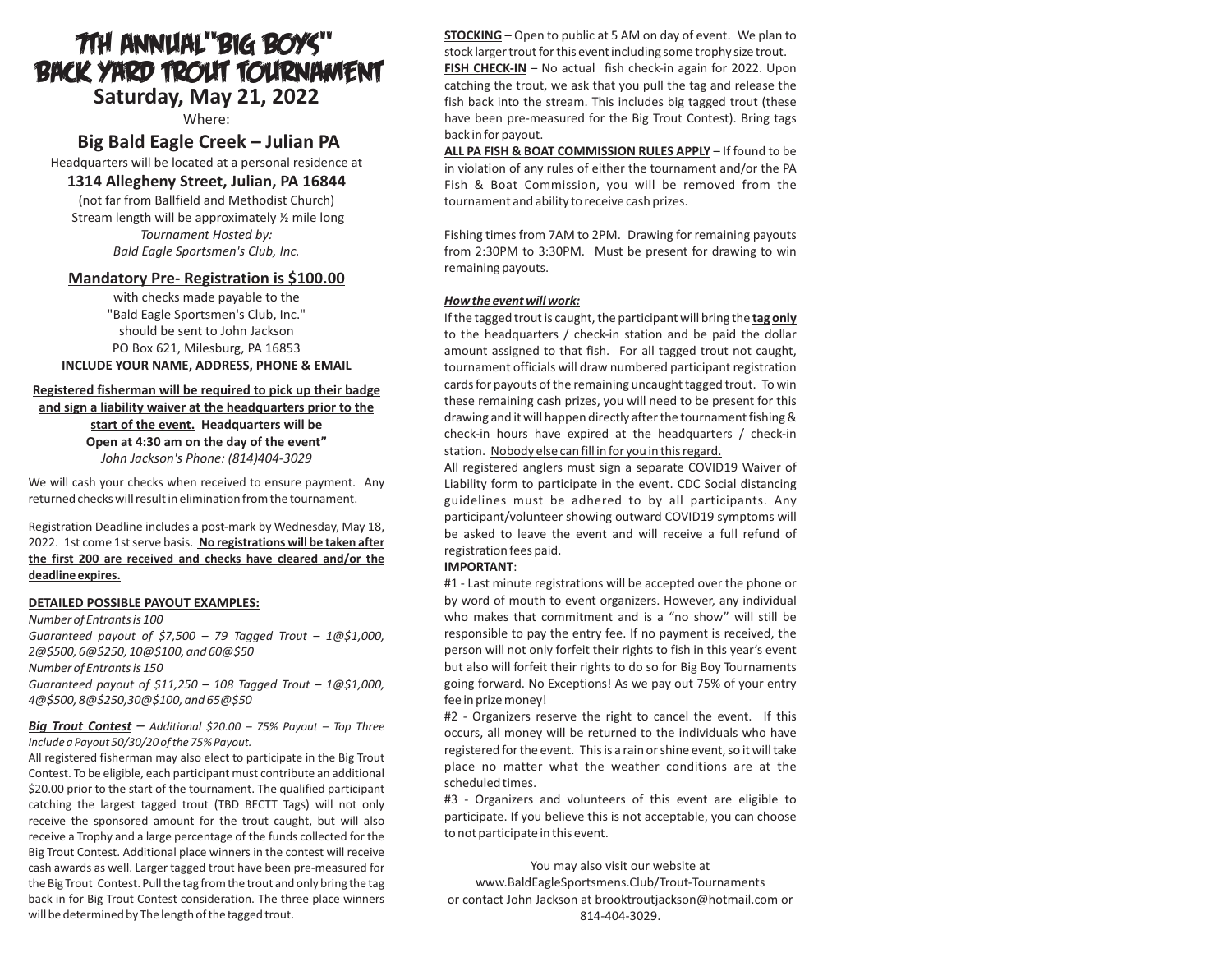# 7TH ANNUAL "BIG BOYS" BACK YARD TROUT TOURNAMENT

## Saturday, May 21, 2022

Where:

## Big Bald Eagle Creek – Julian PA

Headquarters will be located at a personal residence at

**1314 Allegheny Street, Julian, PA 16844**

(not far from Ballfield and Methodist Church)
Stream length will be approximately ½ mile long
*Tournament Hosted by:*
*Bald Eagle Sportsmen's Club, Inc.*

### Mandatory Pre- Registration is $100.00

with checks made payable to the
"Bald Eagle Sportsmen's Club, Inc."
should be sent to John Jackson
PO Box 621, Milesburg, PA 16853
**INCLUDE YOUR NAME, ADDRESS, PHONE & EMAIL**

**Registered fisherman will be required to pick up their badge and sign a liability waiver at the headquarters prior to the start of the event. Headquarters will be Open at 4:30 am on the day of the event"**
*John Jackson's Phone: (814)404-3029*

We will cash your checks when received to ensure payment. Any returned checks will result in elimination from the tournament.

Registration Deadline includes a post-mark by Wednesday, May 18, 2022. 1st come 1st serve basis. **No registrations will be taken after the first 200 are received and checks have cleared and/or the deadline expires.**

**DETAILED POSSIBLE PAYOUT EXAMPLES:**

*Number of Entrants is 100*
*Guaranteed payout of $7,500 – 79 Tagged Trout – 1@$1,000, 2@$500, 6@$250, 10@$100, and 60@$50*
*Number of Entrants is 150*
*Guaranteed payout of $11,250 – 108 Tagged Trout – 1@$1,000, 4@$500, 8@$250, 30@$100, and 65@$50*

***Big Trout Contest*** – *Additional $20.00 – 75% Payout – Top Three Include a Payout 50/30/20 of the 75% Payout.*

All registered fisherman may also elect to participate in the Big Trout Contest. To be eligible, each participant must contribute an additional $20.00 prior to the start of the tournament. The qualified participant catching the largest tagged trout (TBD BECTT Tags) will not only receive the sponsored amount for the trout caught, but will also receive a Trophy and a large percentage of the funds collected for the Big Trout Contest. Additional place winners in the contest will receive cash awards as well. Larger tagged trout have been pre-measured for the Big Trout Contest. Pull the tag from the trout and only bring the tag back in for Big Trout Contest consideration. The three place winners will be determined by The length of the tagged trout.

**STOCKING** – Open to public at 5 AM on day of event. We plan to stock larger trout for this event including some trophy size trout.

**FISH CHECK-IN** – No actual fish check-in again for 2022. Upon catching the trout, we ask that you pull the tag and release the fish back into the stream. This includes big tagged trout (these have been pre-measured for the Big Trout Contest). Bring tags back in for payout.

**ALL PA FISH & BOAT COMMISSION RULES APPLY** – If found to be in violation of any rules of either the tournament and/or the PA Fish & Boat Commission, you will be removed from the tournament and ability to receive cash prizes.

Fishing times from 7AM to 2PM. Drawing for remaining payouts from 2:30PM to 3:30PM. Must be present for drawing to win remaining payouts.

***How the event will work:***

If the tagged trout is caught, the participant will bring the **tag only** to the headquarters / check-in station and be paid the dollar amount assigned to that fish. For all tagged trout not caught, tournament officials will draw numbered participant registration cards for payouts of the remaining uncaught tagged trout. To win these remaining cash prizes, you will need to be present for this drawing and it will happen directly after the tournament fishing & check-in hours have expired at the headquarters / check-in station. Nobody else can fill in for you in this regard.

All registered anglers must sign a separate COVID19 Waiver of Liability form to participate in the event. CDC Social distancing guidelines must be adhered to by all participants. Any participant/volunteer showing outward COVID19 symptoms will be asked to leave the event and will receive a full refund of registration fees paid.

**IMPORTANT**:

#1 - Last minute registrations will be accepted over the phone or by word of mouth to event organizers. However, any individual who makes that commitment and is a "no show" will still be responsible to pay the entry fee. If no payment is received, the person will not only forfeit their rights to fish in this year's event but also will forfeit their rights to do so for Big Boy Tournaments going forward. No Exceptions! As we pay out 75% of your entry fee in prize money!

#2 - Organizers reserve the right to cancel the event. If this occurs, all money will be returned to the individuals who have registered for the event. This is a rain or shine event, so it will take place no matter what the weather conditions are at the scheduled times.

#3 - Organizers and volunteers of this event are eligible to participate. If you believe this is not acceptable, you can choose to not participate in this event.

You may also visit our website at
www.BaldEagleSportsmens.Club/Trout-Tournaments
or contact John Jackson at brooktroutjackson@hotmail.com or 814-404-3029.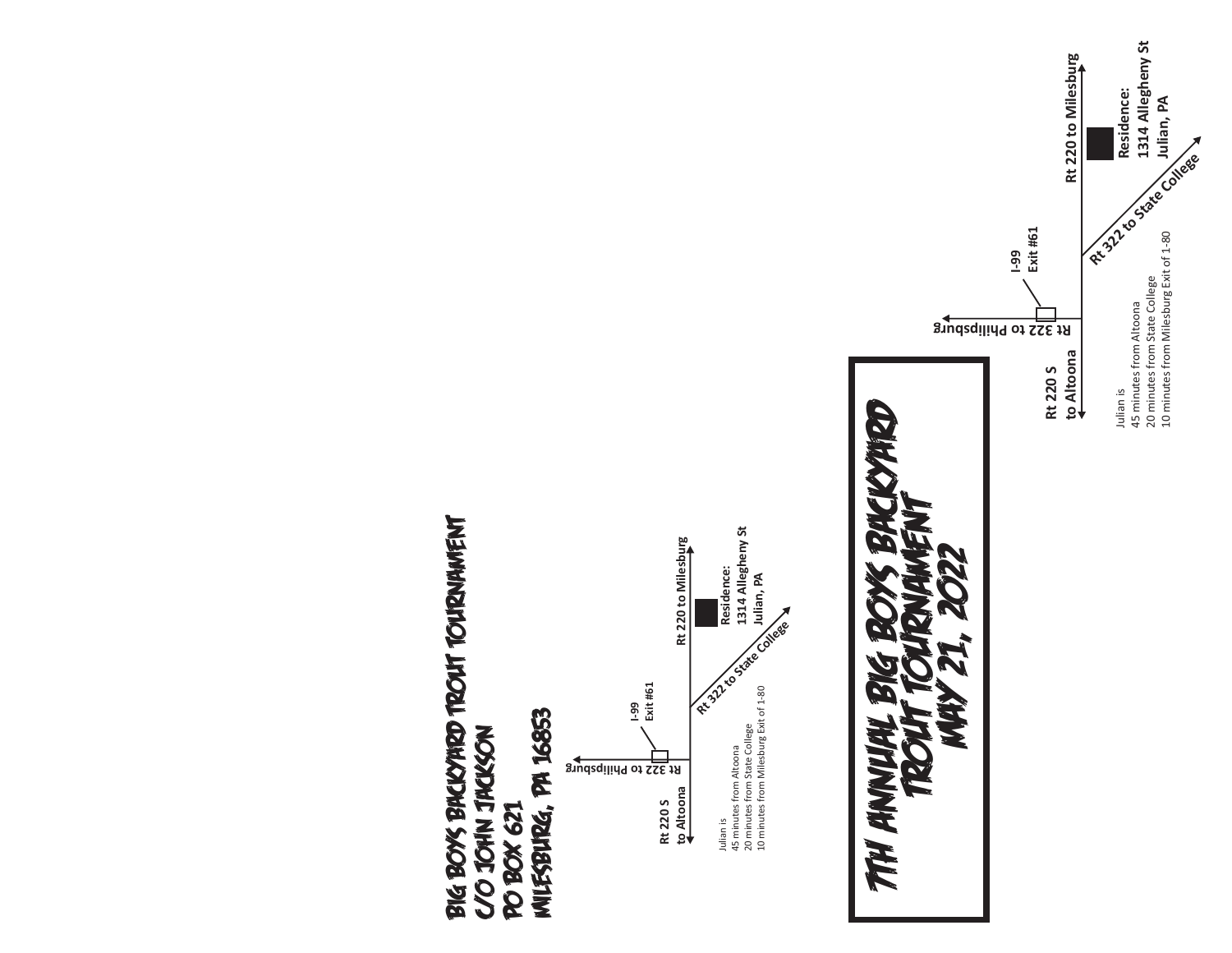BIG BOYS BACKYARD TROUT TOURNAMENT
C/O JOHN JACKSON
PO BOX 621
MILESBURG, PA 16853

Rt 220 to Milesburg

Residence:
1314 Allegheny St
Julian, PA

Rt 322 to State College

I-99
Exit #61

Rt 322 to Philipsburg

Rt 220 S
to Altoona

Julian is
45 minutes from Altoona
20 minutes from State College
10 minutes from Milesburg Exit of 1-80

# 7TH ANNUAL BIG BOYS BACKYARD TROUT TOURNAMENT
# MAY 21, 2022

Rt 220 to Milesburg

Residence:
1314 Allegheny St
Julian, PA

Rt 322 to State College

I-99
Exit #61

Rt 322 to Philipsburg

Rt 220 S
to Altoona

Julian is
45 minutes from Altoona
20 minutes from State College
10 minutes from Milesburg Exit of 1-80